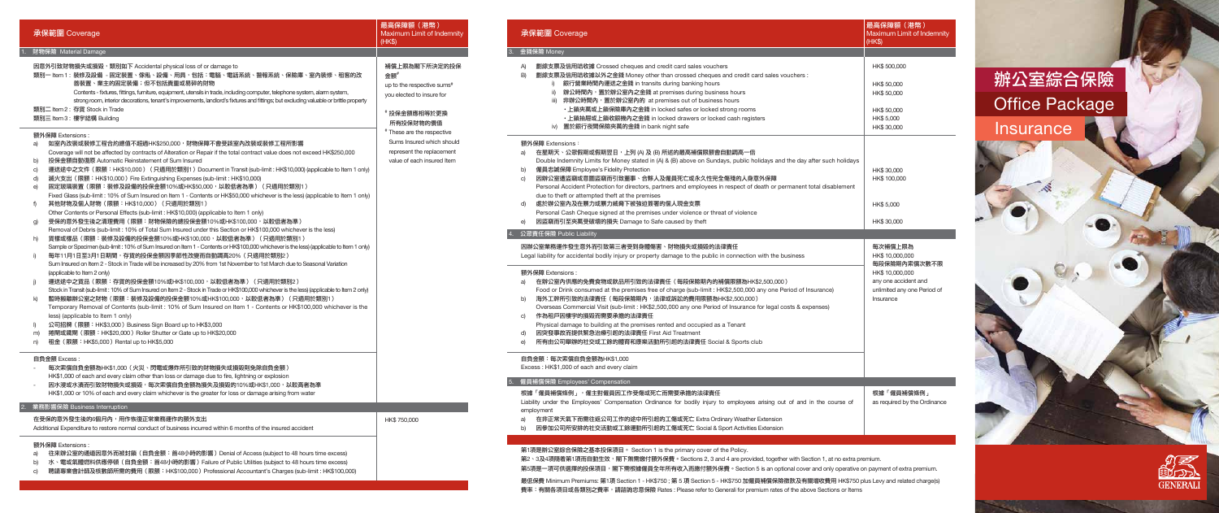# 辦公室綜合保險 Office Package Insurance

| 承保範圍 Coverage | 最高保障額（港幣）Maximum Limit of Indemnity (HK$) |
|---|---|
| **1. 財物保障 Material Damage** | |
| 因意外引致財物損失或損毀，類別如下 Accidental physical loss of or damage to<br>類別一 Item 1：裝修及設備 - 固定裝置、傢俬、設備、用具，包括：電腦、電話系統、警報系統、保險庫、室內裝修、租客的改善裝置、業主的固定裝備；但不包括貴重或易碎的財物<br>Contents - fixtures, fittings, furniture, equipment, utensils in trade, including computer, telephone system, alarm system, strong room, interior decorations, tenant's improvements, landlord's fixtures and fittings; but excluding valuable or brittle property<br>類別二 Item 2：存貨 Stock in Trade<br>類別三 Item 3：樓宇結構 Building | 補償上限為閣下所決定的投保金額#<br>up to the respective sums# you elected to insure for<br><br># 投保金額應相等於更換所有投保財物的價值<br># These are the respective Sums Insured which should represent the replacement value of each insured item |
| 額外保障 Extensions：<br>a) 如室內改裝或裝修工程合約總值不超過HK$250,000，財物保障不會受該室內改裝或裝修工程所影響<br>Coverage will not be affected by contracts of Alteration or Repair if the total contract value does not exceed HK$250,000<br>b) 投保金額自動復原 Automatic Reinstatement of Sum Insured<br>c) 運送途中之文件（限額：HK$10,000）（只適用於類別1）Document in Transit (sub-limit : HK$10,000) (applicable to Item 1 only)<br>d) 滅火支出（限額：HK$10,000）Fire Extinguishing Expenses (sub-limit : HK$10,000)<br>e) 固定玻璃裝置（限額：裝修及設備的投保金額10%或HK$50,000，以較低者為準）（只適用於類別1）<br>Fixed Glass (sub-limit : 10% of Sum Insured on Item 1 - Contents or HK$50,000 whichever is the less) (applicable to Item 1 only)<br>f) 其他財物及個人財物（限額：HK$10,000）（只適用於類別1）<br>Other Contents or Personal Effects (sub-limit : HK$10,000) (applicable to Item 1 only)<br>g) 受保的意外發生後之清理費用（限額：財物保障的總投保金額10%或HK$100,000，以較低者為準）<br>Removal of Debris (sub-limit : 10% of Total Sum Insured under this Section or HK$100,000 whichever is the less)<br>h) 貨樣或樣品（限額：裝修及設備的投保金額10%或HK$100,000，以較低者為準）（只適用於類別1）<br>Sample or Specimen (sub-limit : 10% of Sum Insured on Item 1 - Contents or HK$100,000 whichever is the less) (applicable to Item 1 only)<br>i) 每年11月1日至3月1日期間，存貨的投保金額因季節性改變而自動調高20%（只適用於類別2）<br>Sum Insured on Item 2 - Stock in Trade will be increased by 20% from 1st November to 1st March due to Seasonal Variation (applicable to Item 2 only)<br>j) 運送途中之貨品（限額：存貨的投保金額10%或HK$100,000，以較低者為準）（只適用於類別2）<br>Stock in Transit (sub-limit : 10% of Sum Insured on Item 2 - Stock in Trade or HK$100,000 whichever is the less) (applicable to Item 2 only)<br>k) 暫時搬離辦公室之財物（限額：裝修及設備的投保金額10%或HK$100,000，以較低者為準）（只適用於類別1）<br>Temporary Removal of Contents (sub-limit : 10% of Sum Insured on Item 1 - Contents or HK$100,000 whichever is the less) (applicable to Item 1 only)<br>l) 公司招牌（限額：HK$3,000）Business Sign Board up to HK$3,000<br>m) 捲閘或鐵閘（限額：HK$20,000）Roller Shutter or Gate up to HK$20,000<br>n) 租金（限額：HK$5,000）Rental up to HK$5,000 | |
| 自負金額 Excess：<br>- 每次索償自負金額為HK$1,000（火災、閃電或爆炸所引致的財物損失或損毀則免除自負金額）<br>HK$1,000 of each and every claim other than loss or damage due to fire, lightning or explosion<br>- 因水浸或水濺所引致財物損失或損毀，每次索償自負金額為損失及損毀的10%或HK$1,000，以較高者為準<br>HK$1,000 or 10% of each and every claim whichever is the greater for loss or damage arising from water | |
| **2. 業務影響保障 Business Interruption** | |
| 在受保的意外發生後的6個月內，用作恢復正常業務運作的額外支出<br>Additional Expenditure to restore normal conduct of business incurred within 6 months of the insured accident | HK$ 750,000 |
| 額外保障 Extensions：<br>a) 往來辦公室的通道因意外而被封鎖（自負金額：首48小時的影響）Denial of Access (subject to 48 hours time excess)<br>b) 水、電或氣體燃料供應停頓（自負金額：首48小時的影響）Failure of Public Utilities (subject to 48 hours time excess)<br>c) 聘請專業會計師及核數師所需的費用（限額：HK$100,000）Professional Accountant's Charges (sub-limit : HK$100,000) | |
| **3. 金錢保障 Money** | |
| A) 劃線支票及信用咭收據 Crossed cheques and credit card sales vouchers | HK$ 500,000 |
| B) 劃線支票及信用咭收據以外之金錢 Money other than crossed cheques and credit card sales vouchers： | |
| i) 銀行營業時間內運送之金錢 in transits during banking hours | HK$ 50,000 |
| ii) 辦公時間內，置於辦公室內之金錢 at premises during business hours | HK$ 50,000 |
| iii) 非辦公時間內，置於辦公室內的 at premises out of business hours | |
| • 上鎖夾萬或上鎖保險庫內之金錢 in locked safes or locked strong rooms | HK$ 50,000 |
| • 上鎖抽屜或上鎖收銀機內之金錢 in locked drawers or locked cash registers | HK$ 5,000 |
| iv) 置於銀行夜間保險夾萬的金錢 in bank night safe | HK$ 30,000 |
| 額外保障 Extensions：<br>a) 在星期天、公眾假期或假期翌日，上列 (A) 及 (B) 所述的最高補償限額會自動調高一倍<br>Double Indemnity Limits for Money stated in (A) & (B) above on Sundays, public holidays and the day after such holidays | |
| b) 僱員忠誠保障 Employee's Fidelity Protection | HK$ 30,000 |
| c) 因辦公室遭盜竊或意圖盜竊而引致董事、合夥人及僱員死亡或永久性完全傷殘的人身意外保障<br>Personal Accident Protection for directors, partners and employees in respect of death or permanent total disablement due to theft or attempted theft at the premises | HK$ 100,000 |
| d) 處於辦公室內及在暴力或暴力威脅下被強迫簽署的個人現金支票<br>Personal Cash Cheque signed at the premises under violence or threat of violence | HK$ 5,000 |
| e) 因盜竊而引至夾萬受破壞的損失 Damage to Safe caused by theft | HK$ 30,000 |
| **4. 公眾責任保障 Public Liability** | |
| 因辦公室業務運作發生意外而引致第三者受到身體傷害、財物損失或損毀的法律責任<br>Legal liability for accidental bodily injury or property damage to the public in connection with the business | 每次補償上限為 HK$ 10,000,000<br>每投保期間內索償次數不限<br>HK$ 10,000,000 any one accident and unlimited any one Period of Insurance |
| 額外保障 Extensions：<br>a) 在辦公室內供應的免費食物或飲品所引致的法律責任（每投保期間內的補償限額為HK$2,500,000）<br>Food or Drink consumed at the premises free of charge (sub-limit : HK$2,500,000 any one Period of Insurance)<br>b) 海外工幹所引致的法律責任（每投保期間內，法律或訴訟的費用限額為HK$2,500,000）<br>Overseas Commercial Visit (sub-limit : HK$2,500,000 any one Period of Insurance for legal costs & expenses)<br>c) 作為租戶因樓宇的損毀而需要承擔的法律責任<br>Physical damage to building at the premises rented and occupied as a Tenant<br>d) 因突發事故而提供緊急治療引起的法律責任 First Aid Treatment<br>e) 所有由公司舉辦的社交或工餘的體育和康樂活動所引起的法律責任 Social & Sports club | |
| 自負金額：每次索償自負金額為HK$1,000<br>Excess : HK$1,000 of each and every claim | |
| **5. 僱員補償保障 Employees' Compensation** | |
| 根據「僱員補償條例」，僱主對僱員因工作受傷或死亡而需要承擔的法律責任<br>Liability under the Employees' Compensation Ordinance for bodily injury to employees arising out of and in the course of employment<br>a) 在非正常天氣下而需往返公司工作的途中所引起的工傷或死亡 Extra Ordinary Weather Extension<br>b) 因參加公司所安排的社交活動或工餘運動所引起的工傷或死亡 Social & Sport Activities Extension | 根據「僱員補償條例」<br>as required by the Ordinance |

第1項是辦公室綜合保險之基本投保項目。Section 1 is the primary cover of the Policy.

第2、3及4項隨著第1項而自動生效，閣下無需繳付額外保費。Sections 2, 3 and 4 are provided, together with Section 1, at no extra premium.

第5項是一項可供選擇的投保項目，閣下需按總僱員全年所有收入而繳付額外保費。Section 5 is an optional cover and only operative on payment of extra premium.

最低保費 Minimum Premiums: 第1項 Section 1 - HK$750；第 5 項 Section 5 - HK$750 加僱員補償保險徵款及有關徵收費用 HK$750 plus Levy and related charge(s)

費率：有關各項目或各類別之費率，請諮詢忠意保險 Rates : Please refer to Generali for premium rates of the above Sections or Items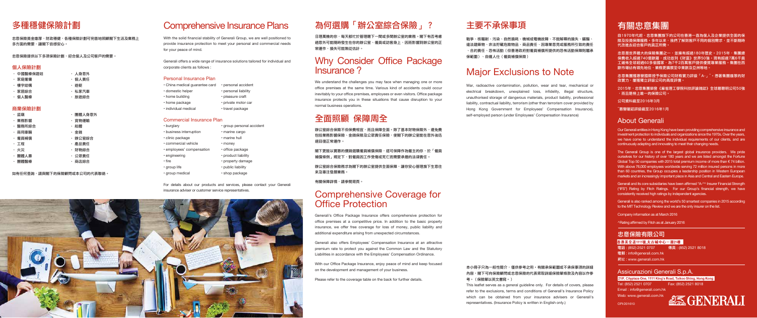# 多種穩健保險計劃

忠意保險資金雄厚，財政穩健，各種保險計劃可完善地照顧閣下生活及業務上多方面的需要，讓閣下倍感安心。

忠意保險提供以下多項保險計劃，迎合個人及公司客戶的需要。

### 個人保險計劃

- 中國醫療保證咭
- 家庭傭傭
- 樓宇結構
- 家居綜合
- 個人醫療
- 人身意外
- 個人責任
- 遊艇
- 私家汽車
- 旅遊綜合

### 商業保險計劃

- 盜竊
- 業務影響
- 醫務所綜合
- 商用車輛
- 僱員補償
- 工程
- 火災
- 團體人壽
- 團體醫療
- 團體人身意外
- 貨物運輸
- 船體
- 金錢
- 辦公室綜合
- 產品責任
- 財物綜合
- 公眾責任
- 商店綜合

如有任何查詢，請與閣下的保險顧問或本公司的代表聯絡。

# Comprehensive Insurance Plans

With the solid financial stability of Generali Group, we are well positioned to provide insurance protection to meet your personal and commercial needs for your peace of mind.

Generali offers a wide range of insurance solutions tailored for individual and corporate clients as follows :

### Personal Insurance Plan

- China medical guarantee card
- domestic helper
- home building
- home package
- individual medical
- personal accident
- personal liability
- pleasure craft
- private motor car
- travel package

### Commercial Insurance Plan

- burglary
- business interruption
- clinic package
- commercial vehicle
- employees' compensation
- engineering
- fire
- group life
- group medical
- group personal accident
- marine cargo
- marine hull
- money
- office package
- product liability
- property damage
- public liability
- shop package

For details about our products and services, please contact your Generali insurance adviser or customer service representatives.

# 為何選擇「辦公室綜合保險」？

日理萬機的你，每天都忙於管理轄下一間或多間辦公室的業務，閣下有否考慮過意外可能隨時發生在你的辦公室、僱員或訪客身上，因而影響到辦公室的正常運作，損失可能無從估計。

# Why Consider Office Package Insurance？

We understand the challenges you may face when managing one or more office premises at the same time. Various kind of accidents could occur inevitably to your office premises, employees or even visitors. Office package insurance protects you in these situations that cause disruption to your normal business operations.

# 全面照顧 保障周全

辦公室綜合保險不但保費相宜，而且保障全面。除了基本財物保險外，還免費包括業務影響保險、金錢保險及公眾責任保險，使閣下的辦公室能在意外後迅速回復正常運作。

閣下更能以實惠的價錢選購僱員補償保險，這可保障作為僱主的你，於「僱員補償條例」規定下，對僱員因工作受傷或死亡而需要承擔的法律責任。

辦公室綜合保險務求為閣下的辦公室提供全面保障，讓你安心管理旗下生意往來及專注發展業務。

有關保障詳情，請參閱背頁。

# Comprehensive Coverage for Office Protection

Generali's Office Package Insurance offers comprehensive protection for office premises at a competitive price. In addition to the basic property insurance, we offer free coverage for loss of money, public liability and additional expenditure arising from unexpected circumstances.

Generali also offers Employees' Compensation Insurance at an attractive premium rate to protect you against the Common Law and the Statutory Liabilities in accordance with the Employees' Compensation Ordinance.

With our Office Package Insurance, enjoy peace of mind and keep focused on the development and management of your business.

Please refer to the coverage table on the back for further details.

# 主要不承保事項

戰爭、核輻射、污染、自然損耗、機械或電機故障、不能解釋的損失、瞞騙、違法建築物、非法貯藏危險物品、商品責任、因專業意見或服務所引致的責任、合約責任、恐怖活動（但香港政府對僱員補償所提供的恐怖活動保障則屬承保範圍）、自僱人仕（僱員補償保險）

# Major Exclusions to Note

War, radioactive contamination, pollution, wear and tear, mechanical or electrical breakdown, unexplained loss, infidelity, illegal structure, unauthorised storage of dangerous materials, product liability, professional liability, contractual liability, terrorism (other than terrorism cover provided by Hong Kong Government for Employees' Compensation Insurance), self-employed person (under Employees' Compensation Insurance)

本小冊子只為一般性簡介，僅供參考之用。有關承保範圍或不承保事項的詳細內容，閣下可向保險顧問或忠意保險的代表索取詳細保險單條款及內容以作參考。（保險單以英文書寫。）

This leaflet serves as a general guideline only. For details of covers, please refer to the exclusions, terms and conditions of Generali's Insurance Policy which can be obtained from your insurance advisers or Generali's representatives. (Insurance Policy is written in English only.)

# 有關忠意集團

自1970年代起，忠意集團旗下的公司在香港一直為個人及企業提供全面的保險及投資保障服務。多年以來，我們了解到客戶不同的個別需求，並不斷隨時代改進去迎合客戶的真正所需。

忠意是世界最大的保險集團之一，並擁有超過180年歷史。2015年，集團總保費收入超過740億歐羅，成功盛列《財富》世界50強，現有超過7萬6千員工遍佈全球超過60多個國家，為7千2百萬客戶提供優質專業服務。集團在西歐市場佔有領先地位，業務更擴展至中東歐及亞洲等地。

忠意集團獲惠譽國際授予保險公司財務實力評級「A-」^。憑著集團雄厚的財政實力，屢獲獨立評級公司的高度評價。

2015年，忠意集團榮登《麻省理工學院科技評論雜誌》全球最聰明公司50強，而且是唯一上榜一的保險公司。

公司資料截至2016年3月

^惠譽確認評級截至2016年1月

## About Generali

Our Generali entities in Hong Kong have been providing comprehensive insurance and investment protection to individuals and organizations since the 1970s. Over the years, we have come to understand the individual requirements of our clients, and are continuously adapting and innovating to meet their changing needs.

The Generali Group is one of the largest global insurance providers. We pride ourselves for our history of over 180 years and we are listed amongst the Fortune Global Top 50 companies with 2015 total premium income of more than € 74 billion. With above 76,000 employees worldwide serving 72 million insured persons in more than 60 countries, the Group occupies a leadership position in Western European markets and an increasingly important place in Asia and Central and Eastern Europe.

Generali and its core subsidiaries have been affirmed "A-"^ Insurer Financial Strength ("IFS") Rating by Fitch Ratings. For our Group's financial strength, we have consistently received high ratings by independent agencies.

Generali is also ranked among the world's 50 smartest companies in 2015 according to the MIT Technology Review and we are the only insurer on the list.

Company information as at March 2016

^Rating affirmed by Fitch as at January 2016

## 忠意保險有限公司

香港英皇道1111號太古城中心一期21樓

電話：(852) 2521 0707　　傳真：(852) 2521 8018

電郵：info@generali.com.hk

網址：www.generali.com.hk

## Assicurazioni Generali S.p.A.

21/F, Cityplaza One, 1111 King's Road, Taikoo Shing, Hong Kong

Tel: (852) 2521 0707　　Fax: (852) 2521 8018

Email : info@generali.com.hk

Web: www.generali.com.hk

OPI/201610

GENERALI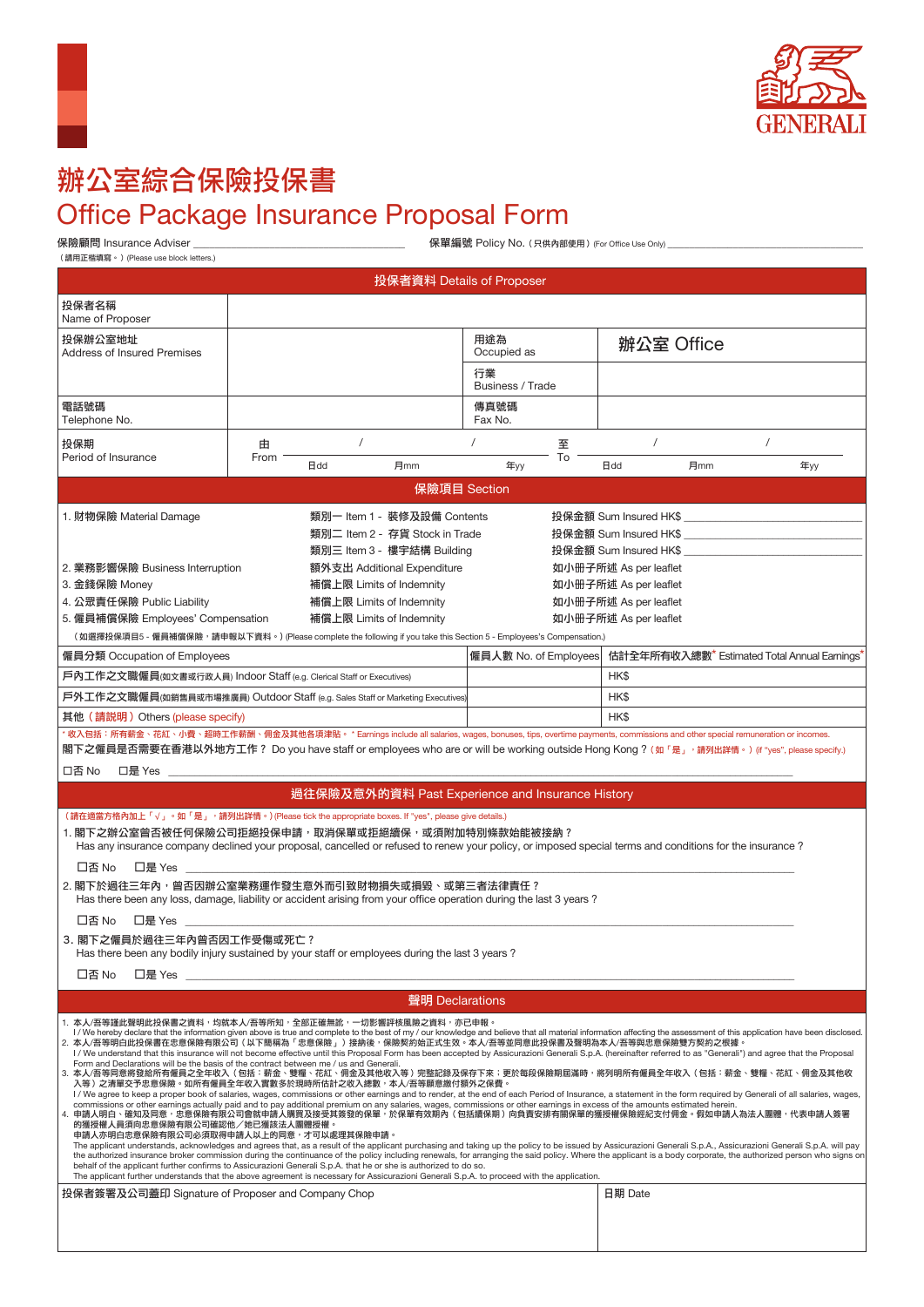# 辦公室綜合保險投保書

# Office Package Insurance Proposal Form

保險顧問 Insurance Adviser ______________________ 保單編號 Policy No.（只供內部使用）(For Office Use Only) ______________________

（請用正楷填寫。）(Please use block letters.)

## 投保者資料 Details of Proposer

| | | | |
|---|---|---|---|
| 投保者名稱 Name of Proposer | | | |
| 投保辦公室地址 Address of Insured Premises | | 用途為 Occupied as | 辦公室 Office |
| | | 行業 Business / Trade | |
| 電話號碼 Telephone No. | | 傳真號碼 Fax No. | |
| 投保期 Period of Insurance | 由 From ___ / ___ / ___ 日dd 月mm 年yy | 至 To ___ / ___ / ___ 日dd 月mm 年yy | |

## 保險項目 Section

| | | |
|---|---|---|
| 1. 財物保險 Material Damage | 類別一 Item 1 - 裝修及設備 Contents | 投保金額 Sum Insured HK$ ________ |
| | 類別二 Item 2 - 存貨 Stock in Trade | 投保金額 Sum Insured HK$ ________ |
| | 類別三 Item 3 - 樓宇結構 Building | 投保金額 Sum Insured HK$ ________ |
| 2. 業務影響保險 Business Interruption | 額外支出 Additional Expenditure | 如小冊子所述 As per leaflet |
| 3. 金錢保險 Money | 補償上限 Limits of Indemnity | 如小冊子所述 As per leaflet |
| 4. 公眾責任保險 Public Liability | 補償上限 Limits of Indemnity | 如小冊子所述 As per leaflet |
| 5. 僱員補償保險 Employees' Compensation | 補償上限 Limits of Indemnity | 如小冊子所述 As per leaflet |

（如選擇投保項目5 - 僱員補償保險，請申報以下資料。）(Please complete the following if you take this Section 5 - Employees's Compensation.)

| 僱員分類 Occupation of Employees | 僱員人數 No. of Employees | 估計全年所有收入總數* Estimated Total Annual Earnings* |
|---|---|---|
| 戶內工作之文職僱員(如文書或行政人員) Indoor Staff (e.g. Clerical Staff or Executives) | | HK$ |
| 戶外工作之文職僱員(如銷售員或市場推廣員) Outdoor Staff (e.g. Sales Staff or Marketing Executives) | | HK$ |
| 其他（請說明）Others (please specify) | | HK$ |

* 收入包括：所有薪金、花紅、小費、超時工作薪酬、佣金及其他各項津貼。 * Earnings include all salaries, wages, bonuses, tips, overtime payments, commissions and other special remuneration or incomes.

閣下之僱員是否需要在香港以外地方工作？ Do you have staff or employees who are or will be working outside Hong Kong ?（如「是」，請列出詳情。）(if "yes", please specify.)

☐否 No ☐是 Yes ______________________

## 過往保險及意外的資料 Past Experience and Insurance History

（請在適當方格內加上「√」。如「是」，請列出詳情。）(Please tick the appropriate boxes. If "yes", please give details.)

1. 閣下之辦公室曾否被任何保險公司拒絕投保申請，取消保單或拒絕續保，或須附加特別條款始能被接納？
   Has any insurance company declined your proposal, cancelled or refused to renew your policy, or imposed special terms and conditions for the insurance ?

   ☐否 No ☐是 Yes ______________________

2. 閣下於過往三年內，曾否因辦公室業務運作發生意外而引致財物損失或損毀、或第三者法律責任？
   Has there been any loss, damage, liability or accident arising from your office operation during the last 3 years ?

   ☐否 No ☐是 Yes ______________________

3. 閣下之僱員於過往三年內曾否因工作受傷或死亡？
   Has there been any bodily injury sustained by your staff or employees during the last 3 years ?

   ☐否 No ☐是 Yes ______________________

## 聲明 Declarations

1. 本人/吾等謹此聲明此投保書之資料，均就本人/吾等所知，全部正確無訛，一切影響評核風險之資料，亦已申報。
   I / We hereby declare that the information given above is true and complete to the best of my / our knowledge and believe that all material information affecting the assessment of this application have been disclosed.
2. 本人/吾等明白此投保書在忠意保險有限公司（以下簡稱為「忠意保險」）接納後，保險契約始正式生效。本人/吾等並同意此投保書及聲明為本人/吾等與忠意保險雙方契約之根據。
   I / We understand that this insurance will not become effective until this Proposal Form has been accepted by Assicurazioni Generali S.p.A. (hereinafter referred to as "Generali") and agree that the Proposal Form and Declarations will be the basis of the contract between me / us and Generali.
3. 本人/吾等同意將發給所有僱員之全年收入（包括：薪金、雙糧、花紅、佣金及其他收入等）完整記錄及保存下來；更於每段保險期屆滿時，將列明所有僱員全年收入（包括：薪金、雙糧、花紅、佣金及其他收入等）之清單交予忠意保險。如所有僱員全年收入實數多於現時所估計之收入總數，本人/吾等願意繳付額外之保費。
   I / We agree to keep a proper book of salaries, wages, commissions or other earnings and to render, at the end of each Period of Insurance, a statement in the form required by Generali of all salaries, wages, commissions or other earnings actually paid and to pay additional premium on any salaries, wages, commissions or other earnings in excess of the amounts estimated herein.
4. 申請人明白、確知及同意，忠意保險有限公司會就申請人購買及接受其簽發的保單，於保單有效期內（包括續保期）向負責安排有關保單的獲授權保險經紀支付佣金。假如申請人為法人團體，代表申請人簽署的獲授權人員須向忠意保險有限公司確認他／她已獲該法人團體授權。
   申請人亦明白忠意保險有限公司必須取得申請人以上的同意，才可以處理其保險申請。
   The applicant understands, acknowledges and agrees that, as a result of the applicant purchasing and taking up the policy to be issued by Assicurazioni Generali S.p.A., Assicurazioni Generali S.p.A. will pay the authorized insurance broker commission during the continuance of the policy including renewals, for arranging the said policy. Where the applicant is a body corporate, the authorized person who signs on behalf of the applicant further confirms to Assicurazioni Generali S.p.A. that he or she is authorized to do so.
   The applicant further understands that the above agreement is necessary for Assicurazioni Generali S.p.A. to proceed with the application.

| 投保者簽署及公司蓋印 Signature of Proposer and Company Chop | 日期 Date |
|---|---|
| | |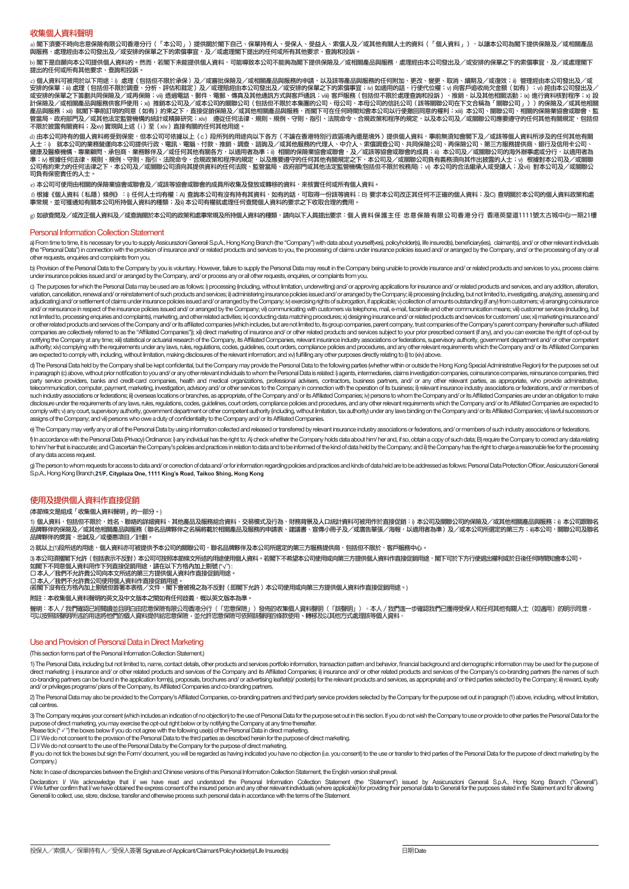## 收集個人資料聲明

a) 閣下須要不時向忠意保險有限公司香港分行（「本公司」）提供關於閣下自己、保單持有人、受保人、受益人、索償人及／或其他有關人士的資料（「個人資料」），以讓本公司為閣下提供保險及／或相關產品與服務，處理經由本公司發出及／或安排的保單之下的索償事宜，及／或處理閣下提出的任何或所有其他要求、查詢和投訴。

b) 閣下是自願向本公司提供個人資料的。然而，若閣下未能提供個人資料，可能導致本公司不能夠為閣下提供保險及／或相關產品與服務，處理經由本公司發出及／或安排的保單之下的索償事宜，及／或處理閣下提出的任何或所有其他要求、查詢和投訴。

c) 個人資料可被用於以下用途：i) 處理（包括但不限於承保）及／或審批保險及／或相關產品與服務的申請，以及該等產品與服務的任何附加、更改、變更、取消、續期及／或復效；ii) 管理經由本公司發出及／或安排的保單；iii) 處理（包括但不限於調查、分析、評估和裁定）及／或理賠經由本公司發出及／或安排的保單之下的索償事宜；iv) 如適用的話，行使代位權；v) 向客戶追收尚欠金額（如有）；vi) 經由本公司發出及／或安排的保單之下籌劃共同保險及／或再保險；vii) 透過電話、郵件、電郵、傳真及其他通訊方式與客戶通訊；viii) 客戶服務（包括但不限於處理查詢和投訴）、推銷，以及其他相關活動；ix) 進行資料核對程序；x) 設計保險及／或相關產品與服務供客戶使用；xi) 推銷本公司及／或本公司的關聯公司（包括但不限於本集團的公司、母公司、本母公司的信託公司（該等關聯公司在下文合稱為「關聯公司」））的保險及／或其他相關產品與服務；xii) 就閣下事前訂明的同意（如有）約束之下，直接促銷保險及／或其他相關產品與服務，而閣下可在任何時間知會本公司以行使撤回同意的權利；xiii) 本公司、關聯公司、相關的保險業協會或聯會、監管當局、政府部門及／或其他法定監管機構的統計或精算研究；xiv) 遵從任何法律、規則、規例、守則、指引、法院命令、合規政策和程序的規定，以及本公司及／或關聯公司應遵守的任何其他有關規定，包括但不限於披露有關資料；及xv) 實現與上述（i）至（xiv）直接有關的任何其他用途。

d) 由本公司持有的個人資料將要到保密，但本公司可依據以上（c）段所列的用途向以下各方（不論在香港特別行政區境內還是境外）提供個人資料，事前無須知會閣下及／或該等個人資料所涉及的任何其他有關人士：i) 就本公司的業務營運向本公司提供行政、電訊、電腦、付款、推銷、調查、諮詢及／或其他服務的代理人、中介人、索償調查公司、共同保險公司、再保險公司、第三方服務提供商、銀行及信用卡公司、健康及醫療機構、專業顧問、承包商、業務夥伴及／或任何其他有關各方，以適用者為準；ii) 相關的保險業協會或聯會，及／或該等協會或聯會的成員；iii) 本公司及／或關聯公司的海外辦事處或分行，以適用者為準；iv) 根據任何法律、規則、規例、守則、指引、法院命令、合規政策和程序的規定，以及應要遵守的任何其他有關規定之下，本公司及／或關聯公司負有義務須向其作出披露的人士；v) 根據對本公司及／或關聯公司有約束力的任何法律之下，本公司及／或關聯公司須向其提供資料的任何法院、監管當局、政府部門或其他法定監管機構(包括但不限於稅務局)；vi) 本公司的合法繼承人或受讓人；及vii) 對本公司及／或關聯公司負有保密責任的人士。

e) 本公司可使用由相關的保險業協會或聯會及／或該等協會或聯會的成員所收集及發放或轉移的資料，來核實任何或所有個人資料。

f) 根據《個人資料（私隱）條例》：i) 任何人士均有權：A) 查詢本公司有沒有持有其資料，如有的話，可取得一份該等資料；B) 要求本公司改正其任何不正確的個人資料；及C) 查明關於本公司的個人資料政策和處事常規，並可獲通知有關本公司所持個人資料的種類；及ii) 本公司有權就處理任何查閱個人資料的要求之下收取合理的費用。

g) 如欲查閱及／或改正個人資料及／或查詢關於本公司的政策和處事常規及所持個人資料的種類，請向以下人員提出要求：個人資料保護主任 忠意保險有限公司香港分行 香港英皇道1111號太古城中心一期21樓

## Personal Information Collection Statement

a) From time to time, it is necessary for you to supply Assicurazioni Generali S.p.A., Hong Kong Branch (the "Company") with data about yourself(ves), policyholder(s), life insured(s), beneficiary(ies), claimant(s), and/ or other relevant individuals (the "Personal Data") in connection with the provision of insurance and/ or related products and services to you, the processing of claims under insurance policies issued and/ or arranged by the Company, and/ or the processing of any or all other requests, enquiries and complaints from you.

b) Provision of the Personal Data to the Company by you is voluntary. However, failure to supply the Personal Data may result in the Company being unable to provide insurance and/ or related products and services to you, process claims under insurance policies issued and/ or arranged by the Company, and/ or process any or all other requests, enquiries, or complaints from you.

c) The purposes for which the Personal Data may be used are as follows: i) processing (including, without limitation, underwriting) and/ or approving applications for insurance and/ or related products and services, and any addition, alteration, variation, cancellation, renewal and/ or reinstatement of such products and services; ii) administering insurance policies issued and/ or arranged by the Company; iii) processing (including, but not limited to, investigating, analyzing, assessing and adjudicating) and/ or settlement of claims under insurance policies issued and/ or arranged by the Company; iv) exercising rights of subrogation, if applicable; v) collection of amounts outstanding (if any) from customers; vi) arranging coinsurance and/ or reinsurance in respect of the insurance policies issued and/ or arranged by the Company; vii) communicating with customers via telephone, mail, e-mail, facsimile and other communication means; viii) customer services (including, but not limited to, processing enquiries and complaints), marketing, and other related activities; ix) conducting data matching procedures; x) designing insurance and/ or related products and services for customers' use; xi) marketing insurance and/ or other related products and services of the Company and/ or its affiliated companies (which includes, but are not limited to, its group companies, parent company, trust companies of the Company's parent company (hereinafter such affiliated companies are collectively referred to as the "Affiliated Companies")); xii) direct marketing of insurance and/ or other related products and services subject to your prior prescribed consent (if any), and you can exercise the right of opt-out by notifying the Company at any time; xiii) statistical or actuarial research of the Company, its Affiliated Companies, relevant insurance industry associations or federations, supervisory authority, government department and/ or other competent authority; xiv) complying with the requirements under any laws, rules, regulations, codes, guidelines, court orders, compliance policies and procedures, and any other relevant requirements which the Company and/ or its Affiliated Companies are expected to comply with, including, without limitation, making disclosures of the relevant information; and xv) fulfilling any other purposes directly relating to (i) to (xiv) above.

d) The Personal Data held by the Company shall be kept confidential, but the Company may provide the Personal Data to the following parties (whether within or outside the Hong Kong Special Administrative Region) for the purposes set out in paragraph (c) above, without prior notification to you and/ or any other relevant individuals to whom the Personal Data is related: i) agents, intermediaries, claims investigation companies, coinsurance companies, reinsurance companies, third party service providers, banks and credit-card companies, health and medical organizations, professional advisers, contractors, business partners, and/ or any other relevant parties, as appropriate, who provide administrative, telecommunication, computer, payment, marketing, investigation, advisory and/ or other services to the Company in connection with the operation of its business; ii) relevant insurance industry associations or federations, and/ or members of such industry associations or federations; iii) overseas locations or branches, as appropriate, of the Company and/ or its Affiliated Companies; iv) persons to whom the Company and/ or its Affiliated Companies are under an obligation to make disclosure under the requirements of any laws, rules, regulations, codes, guidelines, court orders, compliance policies and procedures, and any other relevant requirements which the Company and/ or its Affiliated Companies are expected to comply with; v) any court, supervisory authority, government department or other competent authority (including, without limitation, tax authority) under any laws binding on the Company and/ or its Affiliated Companies; vi) lawful successors or assigns of the Company; and vii) persons who owe a duty of confidentiality to the Company and/ or its Affiliated Companies.

e) The Company may verify any or all of the Personal Data by using information collected and released or transferred by relevant insurance industry associations or federations, and/ or members of such industry associations or federations.

f) In accordance with the Personal Data (Privacy) Ordinance: i) any individual has the right to: A) check whether the Company holds data about him/ her and, if so, obtain a copy of such data; B) require the Company to correct any data relating to him/ her that is inaccurate; and C) ascertain the Company's policies and practices in relation to data and to be informed of the kind of data held by the Company; and ii) the Company has the right to charge a reasonable fee for the processing of any data access request.

g) The person to whom requests for access to data and/ or correction of data and/ or for information regarding policies and practices and kinds of data held are to be addressed as follows: Personal Data Protection Officer, Assicurazioni Generali S.p.A., Hong Kong Branch, **21/F, Cityplaza One, 1111 King's Road, Taikoo Shing, Hong Kong**

## 使用及提供個人資料作直接促銷

(本節條文是組成「收集個人資料聲明」的一部分。)

1) 個人資料，包括但不限於，姓名、聯絡的詳細資料、其他產品及服務組合資料、交易模式及行為，財務背景及人口統計資料可被用作於直接促銷：i) 本公司及關聯公司的保險及／或其他相關產品與服務；ii) 本公司跟聯名品牌夥伴的保險及／或其他相關產品與服務（聯名品牌夥伴之名稱將載於相關產品及服務的申請表、建議書、宣傳小冊子及／或廣告單張／海報，以適用者為準）及／或本公司所選定的第三方；iii)本公司，關聯公司及聯名品牌夥伴的獎賞、忠誠及／或優惠項目／計劃。

2) 就以上(1)段所述的用途，個人資料亦可被提供予本公司的關聯公司，聯名品牌夥伴及本公司所選定的第三方服務提供商，包括但不限於，客戶服務中心。

3) 本公司須獲閣下允許（包括表示不反對）本公司可按照本節條文所述的用途使用個人資料。若閣下不希望本公司使用或向第三方提供個人資料作直接促銷用途，閣下可於下方行使退出權利或於日後任何時間知會本公司。
如閣下不同意個人資料用作下列直接促銷用途，請在以下方格內加上剔號 ("✓")：
☐ 本人／我們不允許貴公司向本文所述的第三方提供個人資料作直接促銷用途。
☐ 本人／我們不允許貴公司使用個人資料作直接促銷用途。
(若閣下沒有在方格內加上剔號但簽署本表格／文件，閣下會被視之為不反對（即閣下允許）本公司使用或向第三方提供個人資料作直接促銷用途。)

附註：本收集個人資料聲明的英文及中文版本之間如有任何歧義，概以英文版本為準。

聲明：本人／我們確認已經閱讀並且明白由忠意保險有限公司香港分行（「忠意保險」）發佈的收集個人資料聲明（「該聲明」）。本人／我們進一步確認我們已獲得受保人和任何其他有關人士（如適用）的明示同意，可以按照該聲明所述的用途將他們的個人資料提供給忠意保險，並允許忠意保險可依照該聲明的條款使用、轉移及以其他方式處理該等個人資料。

## Use and Provision of Personal Data in Direct Marketing

(This section forms part of the Personal Information Collection Statement.)

1) The Personal Data, including but not limited to, name, contact details, other products and services portfolio information, transaction pattern and behavior, financial background and demographic information may be used for the purpose of direct marketing: i) insurance and/ or other related products and services of the Company and its Affiliated Companies; ii) insurance and/ or other related products and services of the Company's co-branding partners (the names of such co-branding partners can be found in the application form(s), proposals, brochures and/ or advertising leaflet(s)/ poster(s) for the relevant products and services, as appropriate) and/ or third parties selected by the Company; iii) reward, loyalty and/ or privileges programs/ plans of the Company, its Affiliated Companies and co-branding partners.

2) The Personal Data may also be provided to the Company's Affiliated Companies, co-branding partners and third party service providers selected by the Company for the purpose set out in paragraph (1) above, including, without limitation, call centres.

3) The Company requires your consent (which includes an indication of no objection) to the use of Personal Data for the purpose set out in this section. If you do not wish the Company to use or to provide to other parties the Personal Data for the purpose of direct marketing, you may exercise the opt-out right below or by notifying the Company at any time thereafter.
Please tick ("✓") the boxes below if you do not agree with the following use(s) of the Personal Data in direct marketing.
☐ I/ We do not consent to the provision of the Personal Data to the third parties as described herein for the purpose of direct marketing.
☐ I/ We do not consent to the use of the Personal Data by the Company for the purpose of direct marketing.
(If you do not tick the boxes but sign the Form/ document, you will be regarded as having indicated you have no objection (i.e. you consent) to the use or transfer to third parties of the Personal Data for the purpose of direct marketing by the Company.)

Note: In case of discrepancies between the English and Chinese versions of this Personal Information Collection Statement, the English version shall prevail.

Declaration: I/ We acknowledge that I/ we have read and understood the Personal Information Collection Statement (the "Statement") issued by Assicurazioni Generali S.p.A., Hong Kong Branch ("Generali"). I/ We further confirm that I/ we have obtained the express consent of the insured person and any other relevant individuals (where applicable) for providing their personal data to Generali for the purposes stated in the Statement and for allowing Generali to collect, use, store, disclose, transfer and otherwise process such personal data in accordance with the terms of the Statement.

______________________________
投保人／索償人／保單持有人／受保人簽署 Signature of Applicant/Claimant/Policyholder(s)/Life Insured(s)

______________________________
日期Date